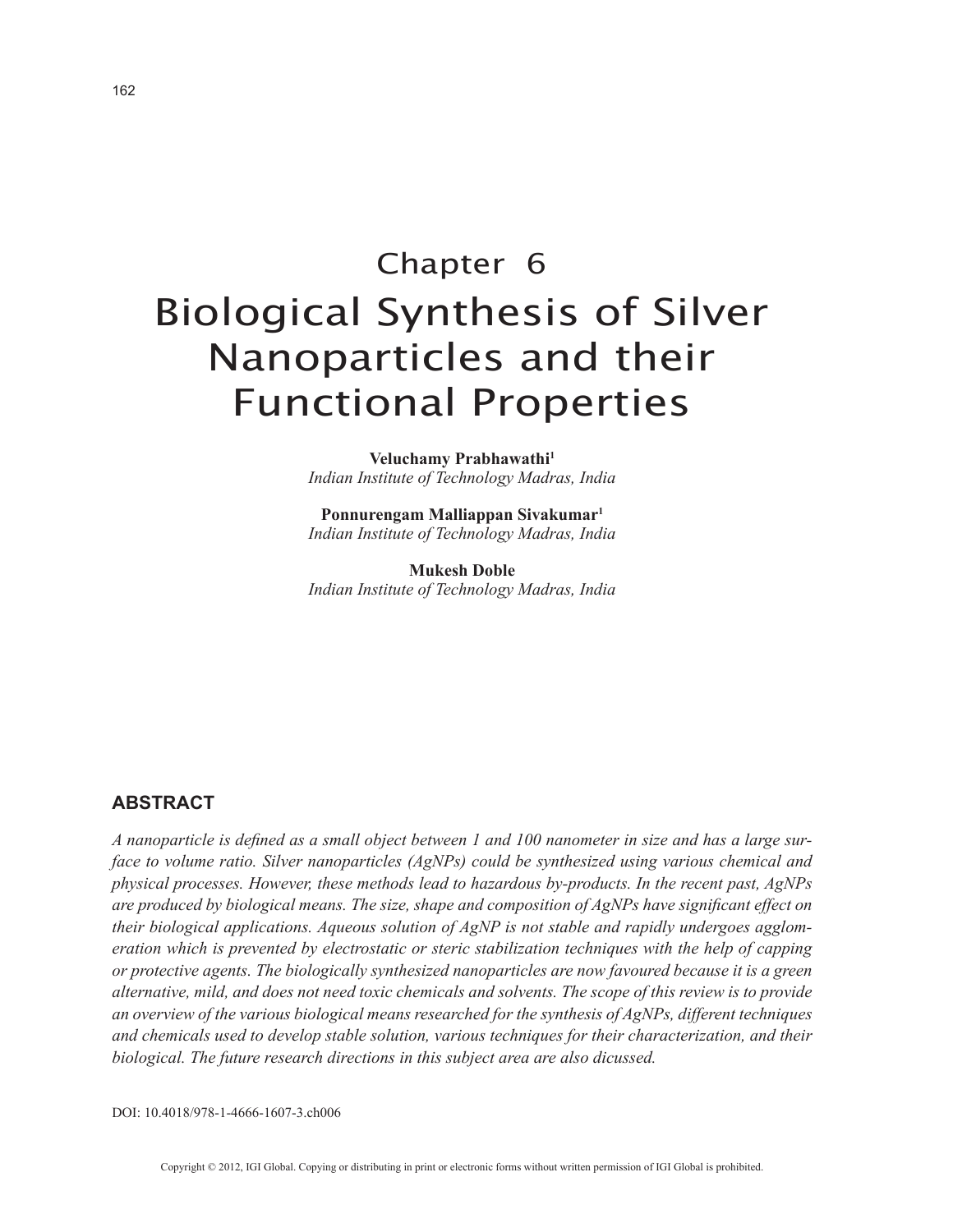# Chapter 6

# Biological Synthesis of Silver Nanoparticles and their Functional Properties

**Veluchamy Prabhawathi**[1]
*Indian Institute of Technology Madras, India*

**Ponnurengam Malliappan Sivakumar**[1]
*Indian Institute of Technology Madras, India*

**Mukesh Doble**
*Indian Institute of Technology Madras, India*

## ABSTRACT

*A nanoparticle is defined as a small object between 1 and 100 nanometer in size and has a large surface to volume ratio. Silver nanoparticles (AgNPs) could be synthesized using various chemical and physical processes. However, these methods lead to hazardous by-products. In the recent past, AgNPs are produced by biological means. The size, shape and composition of AgNPs have significant effect on their biological applications. Aqueous solution of AgNP is not stable and rapidly undergoes agglomeration which is prevented by electrostatic or steric stabilization techniques with the help of capping or protective agents. The biologically synthesized nanoparticles are now favoured because it is a green alternative, mild, and does not need toxic chemicals and solvents. The scope of this review is to provide an overview of the various biological means researched for the synthesis of AgNPs, different techniques and chemicals used to develop stable solution, various techniques for their characterization, and their biological. The future research directions in this subject area are also dicussed.*

DOI: 10.4018/978-1-4666-1607-3.ch006

Copyright © 2012, IGI Global. Copying or distributing in print or electronic forms without written permission of IGI Global is prohibited.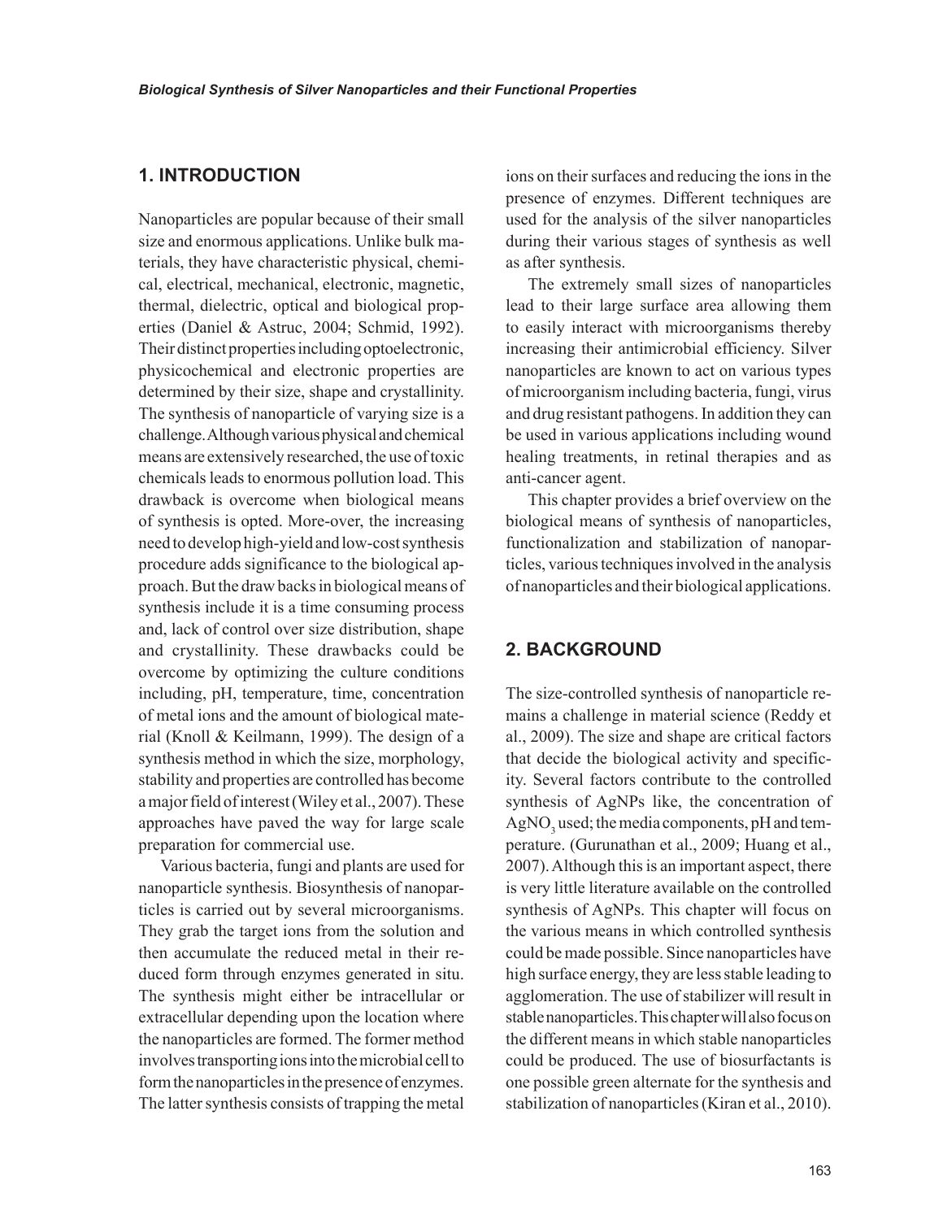## 1. INTRODUCTION

Nanoparticles are popular because of their small size and enormous applications. Unlike bulk materials, they have characteristic physical, chemical, electrical, mechanical, electronic, magnetic, thermal, dielectric, optical and biological properties (Daniel & Astruc, 2004; Schmid, 1992). Their distinct properties including optoelectronic, physicochemical and electronic properties are determined by their size, shape and crystallinity. The synthesis of nanoparticle of varying size is a challenge. Although various physical and chemical means are extensively researched, the use of toxic chemicals leads to enormous pollution load. This drawback is overcome when biological means of synthesis is opted. More-over, the increasing need to develop high-yield and low-cost synthesis procedure adds significance to the biological approach. But the draw backs in biological means of synthesis include it is a time consuming process and, lack of control over size distribution, shape and crystallinity. These drawbacks could be overcome by optimizing the culture conditions including, pH, temperature, time, concentration of metal ions and the amount of biological material (Knoll & Keilmann, 1999). The design of a synthesis method in which the size, morphology, stability and properties are controlled has become a major field of interest (Wiley et al., 2007). These approaches have paved the way for large scale preparation for commercial use.

Various bacteria, fungi and plants are used for nanoparticle synthesis. Biosynthesis of nanoparticles is carried out by several microorganisms. They grab the target ions from the solution and then accumulate the reduced metal in their reduced form through enzymes generated in situ. The synthesis might either be intracellular or extracellular depending upon the location where the nanoparticles are formed. The former method involves transporting ions into the microbial cell to form the nanoparticles in the presence of enzymes. The latter synthesis consists of trapping the metal ions on their surfaces and reducing the ions in the presence of enzymes. Different techniques are used for the analysis of the silver nanoparticles during their various stages of synthesis as well as after synthesis.

The extremely small sizes of nanoparticles lead to their large surface area allowing them to easily interact with microorganisms thereby increasing their antimicrobial efficiency. Silver nanoparticles are known to act on various types of microorganism including bacteria, fungi, virus and drug resistant pathogens. In addition they can be used in various applications including wound healing treatments, in retinal therapies and as anti-cancer agent.

This chapter provides a brief overview on the biological means of synthesis of nanoparticles, functionalization and stabilization of nanoparticles, various techniques involved in the analysis of nanoparticles and their biological applications.

## 2. BACKGROUND

The size-controlled synthesis of nanoparticle remains a challenge in material science (Reddy et al., 2009). The size and shape are critical factors that decide the biological activity and specificity. Several factors contribute to the controlled synthesis of AgNPs like, the concentration of $AgNO_3$ used; the media components, pH and temperature. (Gurunathan et al., 2009; Huang et al., 2007). Although this is an important aspect, there is very little literature available on the controlled synthesis of AgNPs. This chapter will focus on the various means in which controlled synthesis could be made possible. Since nanoparticles have high surface energy, they are less stable leading to agglomeration. The use of stabilizer will result in stable nanoparticles. This chapter will also focus on the different means in which stable nanoparticles could be produced. The use of biosurfactants is one possible green alternate for the synthesis and stabilization of nanoparticles (Kiran et al., 2010).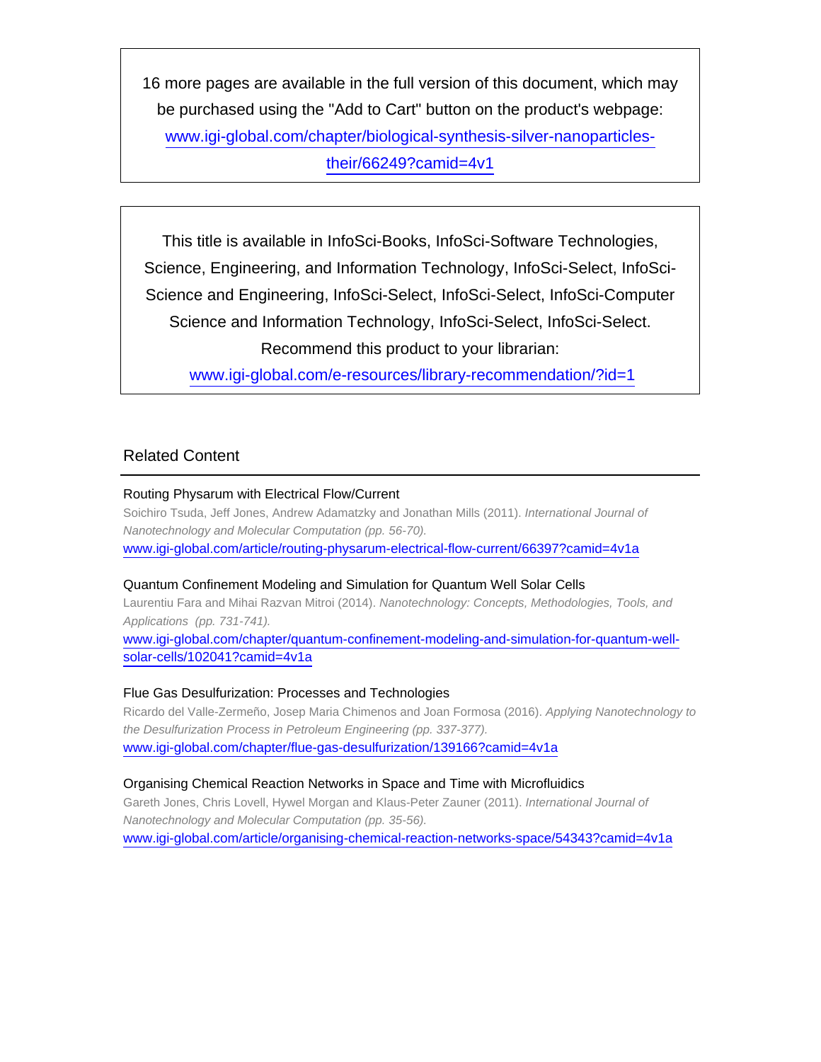16 more pages are available in the full version of this document, which may be purchased using the "Add to Cart" button on the product's webpage: www.igi-global.com/chapter/biological-synthesis-silver-nanoparticles-their/66249?camid=4v1

This title is available in InfoSci-Books, InfoSci-Software Technologies, Science, Engineering, and Information Technology, InfoSci-Select, InfoSci-Science and Engineering, InfoSci-Select, InfoSci-Select, InfoSci-Computer Science and Information Technology, InfoSci-Select, InfoSci-Select. Recommend this product to your librarian: www.igi-global.com/e-resources/library-recommendation/?id=1

## Related Content

Routing Physarum with Electrical Flow/Current
Soichiro Tsuda, Jeff Jones, Andrew Adamatzky and Jonathan Mills (2011). *International Journal of Nanotechnology and Molecular Computation (pp. 56-70).*
www.igi-global.com/article/routing-physarum-electrical-flow-current/66397?camid=4v1a

Quantum Confinement Modeling and Simulation for Quantum Well Solar Cells
Laurentiu Fara and Mihai Razvan Mitroi (2014). *Nanotechnology: Concepts, Methodologies, Tools, and Applications (pp. 731-741).*
www.igi-global.com/chapter/quantum-confinement-modeling-and-simulation-for-quantum-well-solar-cells/102041?camid=4v1a

Flue Gas Desulfurization: Processes and Technologies
Ricardo del Valle-Zermeño, Josep Maria Chimenos and Joan Formosa (2016). *Applying Nanotechnology to the Desulfurization Process in Petroleum Engineering (pp. 337-377).*
www.igi-global.com/chapter/flue-gas-desulfurization/139166?camid=4v1a

Organising Chemical Reaction Networks in Space and Time with Microfluidics
Gareth Jones, Chris Lovell, Hywel Morgan and Klaus-Peter Zauner (2011). *International Journal of Nanotechnology and Molecular Computation (pp. 35-56).*
www.igi-global.com/article/organising-chemical-reaction-networks-space/54343?camid=4v1a